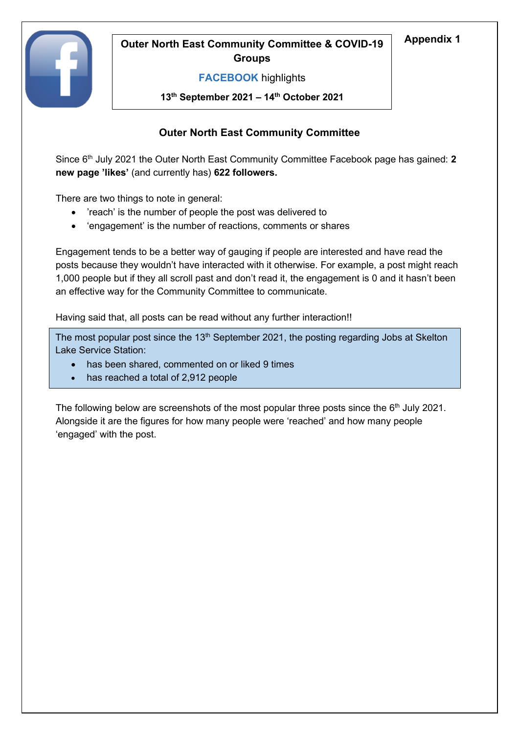Appendix 1

**Outer North East Community Committee & COVID-19 Groups**

**FACEBOOK** highlights

**13th September 2021 – 14th October 2021**

## Outer North East Community Committee

Since 6th July 2021 the Outer North East Community Committee Facebook page has gained: **2 new page 'likes'** (and currently has) **622 followers.**

There are two things to note in general:

- 'reach' is the number of people the post was delivered to
- 'engagement' is the number of reactions, comments or shares

Engagement tends to be a better way of gauging if people are interested and have read the posts because they wouldn't have interacted with it otherwise. For example, a post might reach 1,000 people but if they all scroll past and don't read it, the engagement is 0 and it hasn't been an effective way for the Community Committee to communicate.

Having said that, all posts can be read without any further interaction!!

The most popular post since the 13th September 2021, the posting regarding Jobs at Skelton Lake Service Station:

- has been shared, commented on or liked 9 times
- has reached a total of 2,912 people

The following below are screenshots of the most popular three posts since the 6th July 2021. Alongside it are the figures for how many people were 'reached' and how many people 'engaged' with the post.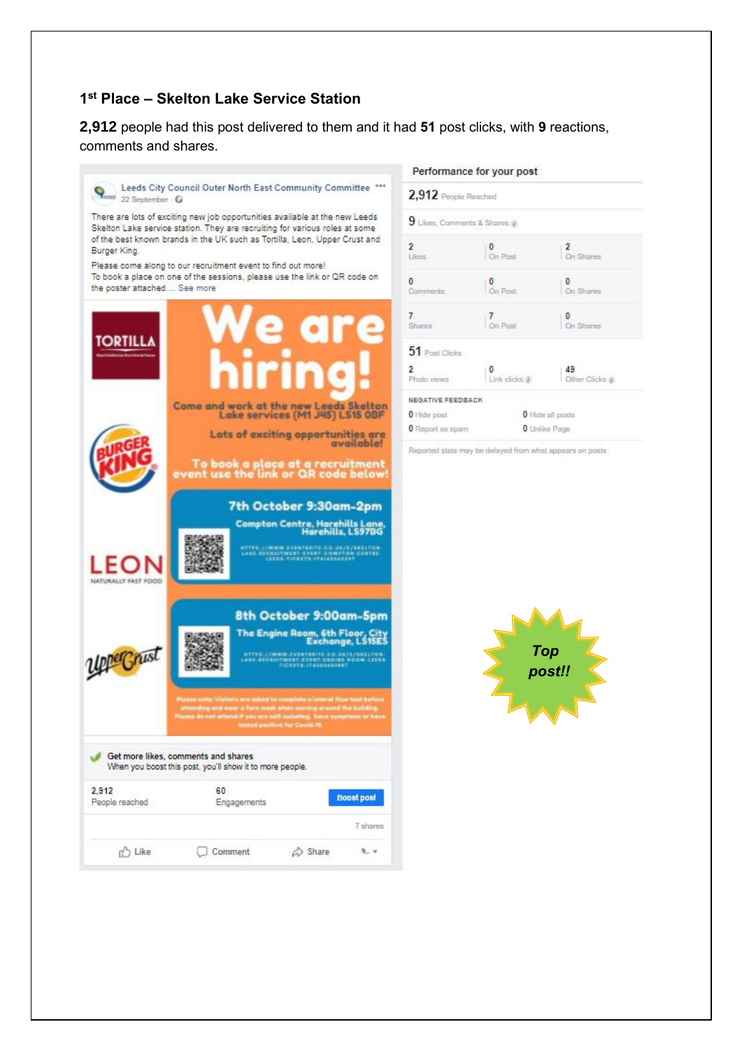### 1st Place – Skelton Lake Service Station

**2,912** people had this post delivered to them and it had **51** post clicks, with **9** reactions, comments and shares.

Leeds City Council Outer North East Community Committee
22 September

There are lots of exciting new job opportunities available at the new Leeds Skelton Lake service station. They are recruiting for various roles at some of the best known brands in the UK such as Tortilla, Leon, Upper Crust and Burger King.

Please come along to our recruitment event to find out more!
To book a place on one of the sessions, please use the link or QR code on the poster attached.... See more

**We are hiring!**

Come and work at the new Leeds Skelton Lake services (M1 J45) LS15 0BF

Lots of exciting opportunities are available!

To book a place at a recruitment event use the link or QR code below!

**7th October 9:30am-2pm**
Compton Centre, Harehills Lane, Harehills, LS9 7BG

**8th October 9:00am-5pm**
The Engine Room, 6th Floor, City Exchange, LS1 5ES

Please note: Visitors are asked to complete a lateral flow test before attending and wear a face mask when moving around the building. Please do not attend if you are self-isolating, have symptoms or have tested positive for Covid-19.

Get more likes, comments and shares
When you boost this post, you'll show it to more people.

2,912 People reached | 60 Engagements | Boost post

7 shares

Like | Comment | Share

**Performance for your post**

2,912 People Reached

9 Likes, Comments & Shares

| | | |
|---|---|---|
| 2 Likes | 0 On Post | 2 On Shares |
| 0 Comments | 0 On Post | 0 On Shares |
| 7 Shares | 7 On Post | 0 On Shares |

51 Post Clicks

| | | |
|---|---|---|
| 2 Photo views | 0 Link clicks | 49 Other Clicks |

NEGATIVE FEEDBACK

| | |
|---|---|
| 0 Hide post | 0 Hide all posts |
| 0 Report as spam | 0 Unlike Page |

Reported stats may be delayed from what appears on posts

***Top post!!***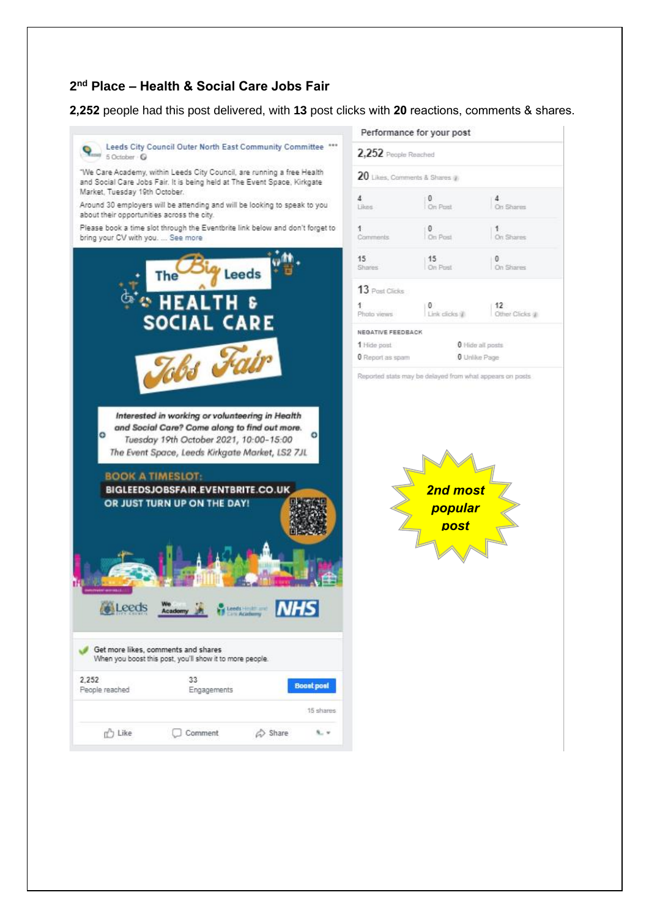## 2nd Place – Health & Social Care Jobs Fair

**2,252** people had this post delivered, with **13** post clicks with **20** reactions, comments & shares.

Leeds City Council Outer North East Community Committee
5 October

"We Care Academy, within Leeds City Council, are running a free Health and Social Care Jobs Fair. It is being held at The Event Space, Kirkgate Market, Tuesday 19th October.

Around 30 employers will be attending and will be looking to speak to you about their opportunities across the city.

Please book a time slot through the Eventbrite link below and don't forget to bring your CV with you. ... See more

The Big Leeds HEALTH & SOCIAL CARE Jobs Fair

Interested in working or volunteering in Health and Social Care? Come along to find out more.
Tuesday 19th October 2021, 10:00-15:00
The Event Space, Leeds Kirkgate Market, LS2 7JL

BOOK A TIMESLOT:
BIGLEEDSJOBSFAIR.EVENTBRITE.CO.UK
OR JUST TURN UP ON THE DAY!

Leeds City Council | We Care Academy | Leeds Health and Care Academy | NHS

Get more likes, comments and shares
When you boost this post, you'll show it to more people.

2,252 People reached | 33 Engagements | Boost post

15 shares

Like | Comment | Share

**Performance for your post**

2,252 People Reached

20 Likes, Comments & Shares

| | | |
|---|---|---|
| 4 Likes | 0 On Post | 4 On Shares |
| 1 Comments | 0 On Post | 1 On Shares |
| 15 Shares | 15 On Post | 0 On Shares |

13 Post Clicks

| | | |
|---|---|---|
| 1 Photo views | 0 Link clicks | 12 Other Clicks |

NEGATIVE FEEDBACK

| | |
|---|---|
| 1 Hide post | 0 Hide all posts |
| 0 Report as spam | 0 Unlike Page |

Reported stats may be delayed from what appears on posts

***2nd most popular post***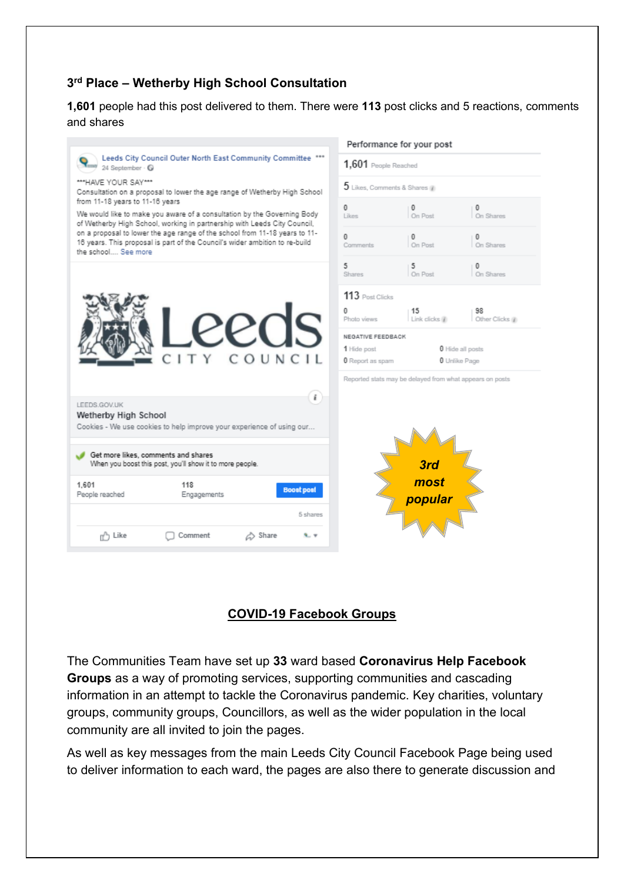### 3rd Place – Wetherby High School Consultation

**1,601** people had this post delivered to them. There were **113** post clicks and 5 reactions, comments and shares

Leeds City Council Outer North East Community Committee
24 September

***HAVE YOUR SAY***
Consultation on a proposal to lower the age range of Wetherby High School from 11-18 years to 11-16 years

We would like to make you aware of a consultation by the Governing Body of Wetherby High School, working in partnership with Leeds City Council, on a proposal to lower the age range of the school from 11-18 years to 11-16 years. This proposal is part of the Council's wider ambition to re-build the school.... See more

Leeds CITY COUNCIL

LEEDS.GOV.UK
Wetherby High School
Cookies - We use cookies to help improve your experience of using our...

Get more likes, comments and shares
When you boost this post, you'll show it to more people.

1,601 People reached | 118 Engagements | Boost post

5 shares

Like | Comment | Share

Performance for your post

1,601 People Reached

5 Likes, Comments & Shares

| | | |
|---|---|---|
| 0 Likes | 0 On Post | 0 On Shares |
| 0 Comments | 0 On Post | 0 On Shares |
| 5 Shares | 5 On Post | 0 On Shares |

113 Post Clicks

| | | |
|---|---|---|
| 0 Photo views | 15 Link clicks | 98 Other Clicks |

NEGATIVE FEEDBACK

| | |
|---|---|
| 1 Hide post | 0 Hide all posts |
| 0 Report as spam | 0 Unlike Page |

Reported stats may be delayed from what appears on posts

*3rd most popular*

## COVID-19 Facebook Groups

The Communities Team have set up **33** ward based **Coronavirus Help Facebook Groups** as a way of promoting services, supporting communities and cascading information in an attempt to tackle the Coronavirus pandemic. Key charities, voluntary groups, community groups, Councillors, as well as the wider population in the local community are all invited to join the pages.

As well as key messages from the main Leeds City Council Facebook Page being used to deliver information to each ward, the pages are also there to generate discussion and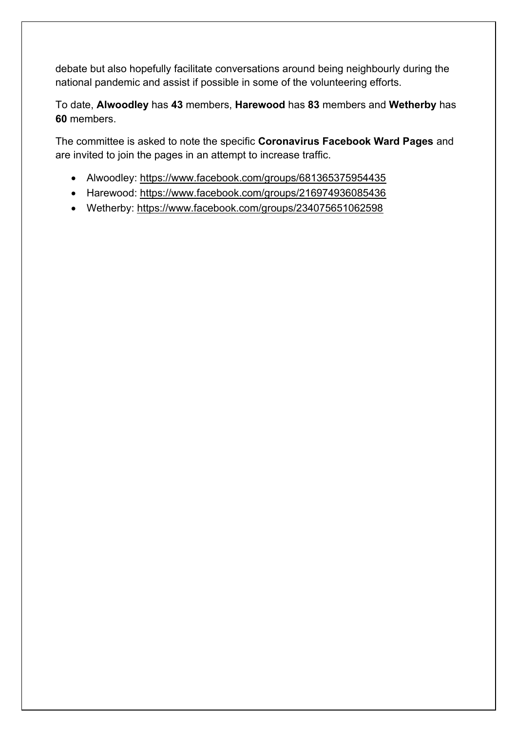debate but also hopefully facilitate conversations around being neighbourly during the national pandemic and assist if possible in some of the volunteering efforts.

To date, **Alwoodley** has **43** members, **Harewood** has **83** members and **Wetherby** has **60** members.

The committee is asked to note the specific **Coronavirus Facebook Ward Pages** and are invited to join the pages in an attempt to increase traffic.

- Alwoodley: https://www.facebook.com/groups/681365375954435
- Harewood: https://www.facebook.com/groups/216974936085436
- Wetherby: https://www.facebook.com/groups/234075651062598